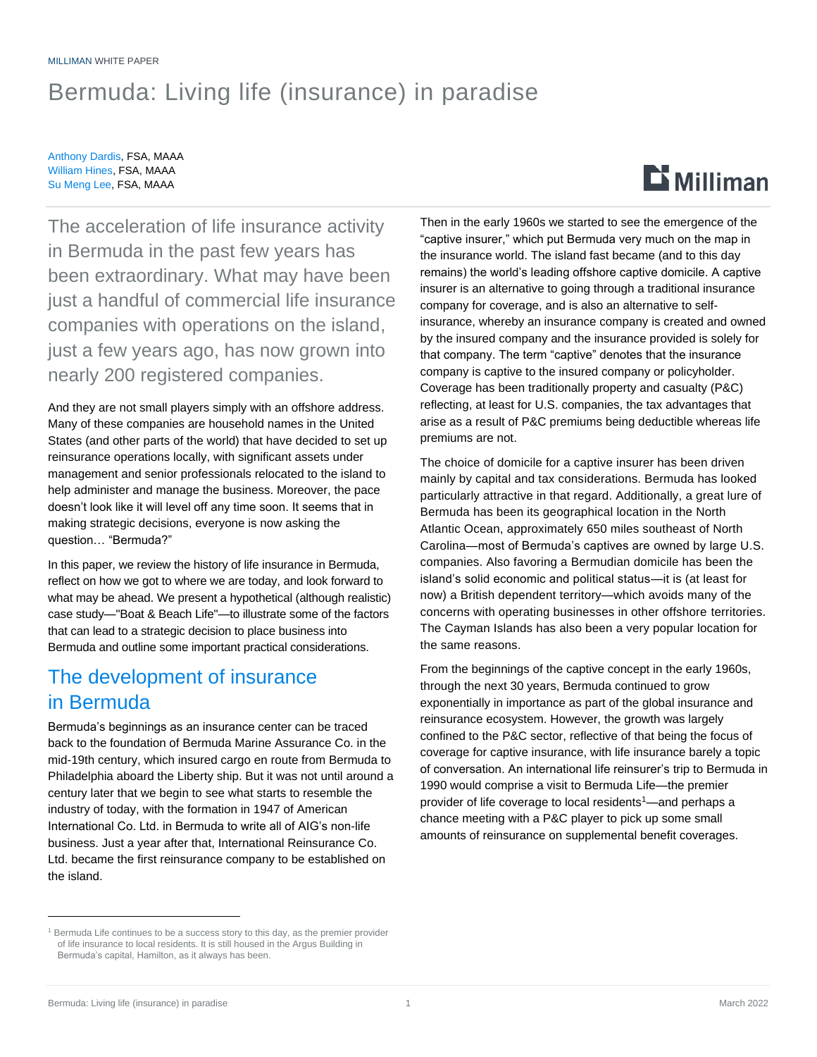MILLIMAN WHITE PAPER

# Bermuda: Living life (insurance) in paradise

Anthony Dardis, FSA, MAAA
William Hines, FSA, MAAA
Su Meng Lee, FSA, MAAA

The acceleration of life insurance activity in Bermuda in the past few years has been extraordinary. What may have been just a handful of commercial life insurance companies with operations on the island, just a few years ago, has now grown into nearly 200 registered companies.

And they are not small players simply with an offshore address. Many of these companies are household names in the United States (and other parts of the world) that have decided to set up reinsurance operations locally, with significant assets under management and senior professionals relocated to the island to help administer and manage the business. Moreover, the pace doesn't look like it will level off any time soon. It seems that in making strategic decisions, everyone is now asking the question… "Bermuda?"

In this paper, we review the history of life insurance in Bermuda, reflect on how we got to where we are today, and look forward to what may be ahead. We present a hypothetical (although realistic) case study—"Boat & Beach Life"—to illustrate some of the factors that can lead to a strategic decision to place business into Bermuda and outline some important practical considerations.

## The development of insurance in Bermuda

Bermuda's beginnings as an insurance center can be traced back to the foundation of Bermuda Marine Assurance Co. in the mid-19th century, which insured cargo en route from Bermuda to Philadelphia aboard the Liberty ship. But it was not until around a century later that we begin to see what starts to resemble the industry of today, with the formation in 1947 of American International Co. Ltd. in Bermuda to write all of AIG's non-life business. Just a year after that, International Reinsurance Co. Ltd. became the first reinsurance company to be established on the island.

Then in the early 1960s we started to see the emergence of the "captive insurer," which put Bermuda very much on the map in the insurance world. The island fast became (and to this day remains) the world's leading offshore captive domicile. A captive insurer is an alternative to going through a traditional insurance company for coverage, and is also an alternative to self-insurance, whereby an insurance company is created and owned by the insured company and the insurance provided is solely for that company. The term "captive" denotes that the insurance company is captive to the insured company or policyholder. Coverage has been traditionally property and casualty (P&C) reflecting, at least for U.S. companies, the tax advantages that arise as a result of P&C premiums being deductible whereas life premiums are not.

The choice of domicile for a captive insurer has been driven mainly by capital and tax considerations. Bermuda has looked particularly attractive in that regard. Additionally, a great lure of Bermuda has been its geographical location in the North Atlantic Ocean, approximately 650 miles southeast of North Carolina—most of Bermuda's captives are owned by large U.S. companies. Also favoring a Bermudian domicile has been the island's solid economic and political status—it is (at least for now) a British dependent territory—which avoids many of the concerns with operating businesses in other offshore territories. The Cayman Islands has also been a very popular location for the same reasons.

From the beginnings of the captive concept in the early 1960s, through the next 30 years, Bermuda continued to grow exponentially in importance as part of the global insurance and reinsurance ecosystem. However, the growth was largely confined to the P&C sector, reflective of that being the focus of coverage for captive insurance, with life insurance barely a topic of conversation. An international life reinsurer's trip to Bermuda in 1990 would comprise a visit to Bermuda Life—the premier provider of life coverage to local residents[1]—and perhaps a chance meeting with a P&C player to pick up some small amounts of reinsurance on supplemental benefit coverages.

[1] Bermuda Life continues to be a success story to this day, as the premier provider of life insurance to local residents. It is still housed in the Argus Building in Bermuda's capital, Hamilton, as it always has been.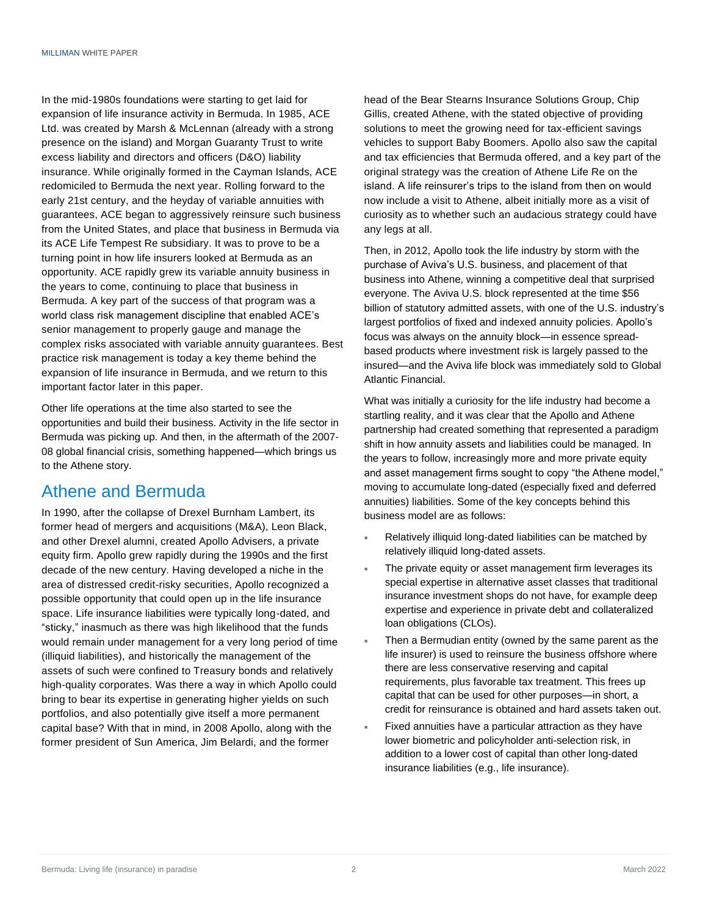In the mid-1980s foundations were starting to get laid for expansion of life insurance activity in Bermuda. In 1985, ACE Ltd. was created by Marsh & McLennan (already with a strong presence on the island) and Morgan Guaranty Trust to write excess liability and directors and officers (D&O) liability insurance. While originally formed in the Cayman Islands, ACE redomiciled to Bermuda the next year. Rolling forward to the early 21st century, and the heyday of variable annuities with guarantees, ACE began to aggressively reinsure such business from the United States, and place that business in Bermuda via its ACE Life Tempest Re subsidiary. It was to prove to be a turning point in how life insurers looked at Bermuda as an opportunity. ACE rapidly grew its variable annuity business in the years to come, continuing to place that business in Bermuda. A key part of the success of that program was a world class risk management discipline that enabled ACE's senior management to properly gauge and manage the complex risks associated with variable annuity guarantees. Best practice risk management is today a key theme behind the expansion of life insurance in Bermuda, and we return to this important factor later in this paper.

Other life operations at the time also started to see the opportunities and build their business. Activity in the life sector in Bermuda was picking up. And then, in the aftermath of the 2007-08 global financial crisis, something happened—which brings us to the Athene story.

## Athene and Bermuda

In 1990, after the collapse of Drexel Burnham Lambert, its former head of mergers and acquisitions (M&A), Leon Black, and other Drexel alumni, created Apollo Advisers, a private equity firm. Apollo grew rapidly during the 1990s and the first decade of the new century. Having developed a niche in the area of distressed credit-risky securities, Apollo recognized a possible opportunity that could open up in the life insurance space. Life insurance liabilities were typically long-dated, and "sticky," inasmuch as there was high likelihood that the funds would remain under management for a very long period of time (illiquid liabilities), and historically the management of the assets of such were confined to Treasury bonds and relatively high-quality corporates. Was there a way in which Apollo could bring to bear its expertise in generating higher yields on such portfolios, and also potentially give itself a more permanent capital base? With that in mind, in 2008 Apollo, along with the former president of Sun America, Jim Belardi, and the former head of the Bear Stearns Insurance Solutions Group, Chip Gillis, created Athene, with the stated objective of providing solutions to meet the growing need for tax-efficient savings vehicles to support Baby Boomers. Apollo also saw the capital and tax efficiencies that Bermuda offered, and a key part of the original strategy was the creation of Athene Life Re on the island. A life reinsurer's trips to the island from then on would now include a visit to Athene, albeit initially more as a visit of curiosity as to whether such an audacious strategy could have any legs at all.

Then, in 2012, Apollo took the life industry by storm with the purchase of Aviva's U.S. business, and placement of that business into Athene, winning a competitive deal that surprised everyone. The Aviva U.S. block represented at the time $56 billion of statutory admitted assets, with one of the U.S. industry's largest portfolios of fixed and indexed annuity policies. Apollo's focus was always on the annuity block—in essence spread-based products where investment risk is largely passed to the insured—and the Aviva life block was immediately sold to Global Atlantic Financial.

What was initially a curiosity for the life industry had become a startling reality, and it was clear that the Apollo and Athene partnership had created something that represented a paradigm shift in how annuity assets and liabilities could be managed. In the years to follow, increasingly more and more private equity and asset management firms sought to copy "the Athene model," moving to accumulate long-dated (especially fixed and deferred annuities) liabilities. Some of the key concepts behind this business model are as follows:

- Relatively illiquid long-dated liabilities can be matched by relatively illiquid long-dated assets.
- The private equity or asset management firm leverages its special expertise in alternative asset classes that traditional insurance investment shops do not have, for example deep expertise and experience in private debt and collateralized loan obligations (CLOs).
- Then a Bermudian entity (owned by the same parent as the life insurer) is used to reinsure the business offshore where there are less conservative reserving and capital requirements, plus favorable tax treatment. This frees up capital that can be used for other purposes—in short, a credit for reinsurance is obtained and hard assets taken out.
- Fixed annuities have a particular attraction as they have lower biometric and policyholder anti-selection risk, in addition to a lower cost of capital than other long-dated insurance liabilities (e.g., life insurance).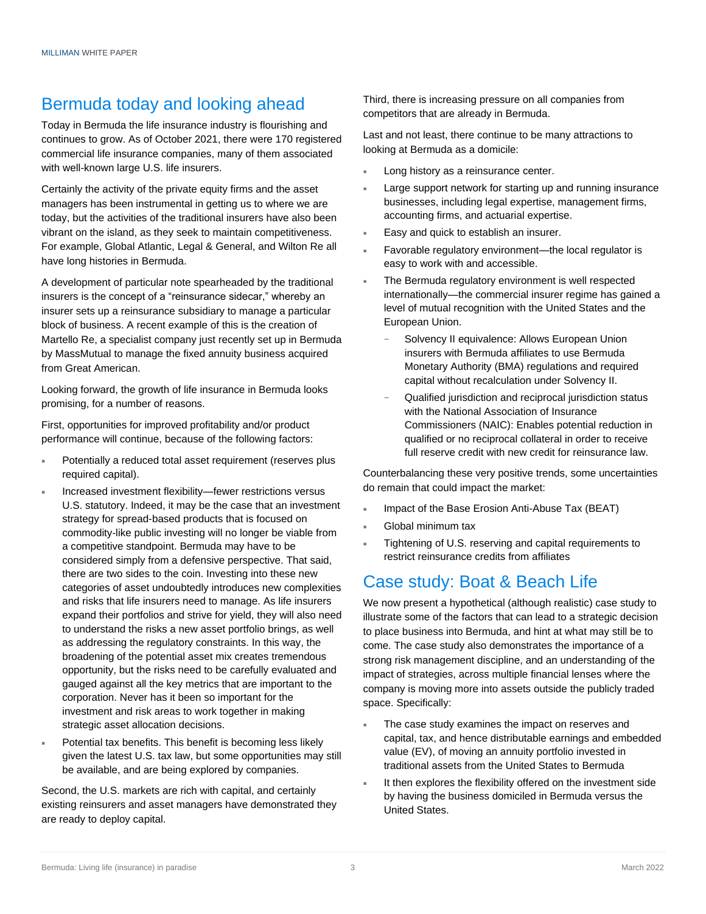## Bermuda today and looking ahead

Today in Bermuda the life insurance industry is flourishing and continues to grow. As of October 2021, there were 170 registered commercial life insurance companies, many of them associated with well-known large U.S. life insurers.

Certainly the activity of the private equity firms and the asset managers has been instrumental in getting us to where we are today, but the activities of the traditional insurers have also been vibrant on the island, as they seek to maintain competitiveness. For example, Global Atlantic, Legal & General, and Wilton Re all have long histories in Bermuda.

A development of particular note spearheaded by the traditional insurers is the concept of a "reinsurance sidecar," whereby an insurer sets up a reinsurance subsidiary to manage a particular block of business. A recent example of this is the creation of Martello Re, a specialist company just recently set up in Bermuda by MassMutual to manage the fixed annuity business acquired from Great American.

Looking forward, the growth of life insurance in Bermuda looks promising, for a number of reasons.

First, opportunities for improved profitability and/or product performance will continue, because of the following factors:

- Potentially a reduced total asset requirement (reserves plus required capital).
- Increased investment flexibility—fewer restrictions versus U.S. statutory. Indeed, it may be the case that an investment strategy for spread-based products that is focused on commodity-like public investing will no longer be viable from a competitive standpoint. Bermuda may have to be considered simply from a defensive perspective. That said, there are two sides to the coin. Investing into these new categories of asset undoubtedly introduces new complexities and risks that life insurers need to manage. As life insurers expand their portfolios and strive for yield, they will also need to understand the risks a new asset portfolio brings, as well as addressing the regulatory constraints. In this way, the broadening of the potential asset mix creates tremendous opportunity, but the risks need to be carefully evaluated and gauged against all the key metrics that are important to the corporation. Never has it been so important for the investment and risk areas to work together in making strategic asset allocation decisions.
- Potential tax benefits. This benefit is becoming less likely given the latest U.S. tax law, but some opportunities may still be available, and are being explored by companies.

Second, the U.S. markets are rich with capital, and certainly existing reinsurers and asset managers have demonstrated they are ready to deploy capital.

Third, there is increasing pressure on all companies from competitors that are already in Bermuda.

Last and not least, there continue to be many attractions to looking at Bermuda as a domicile:

- Long history as a reinsurance center.
- Large support network for starting up and running insurance businesses, including legal expertise, management firms, accounting firms, and actuarial expertise.
- Easy and quick to establish an insurer.
- Favorable regulatory environment—the local regulator is easy to work with and accessible.
- The Bermuda regulatory environment is well respected internationally—the commercial insurer regime has gained a level of mutual recognition with the United States and the European Union.
  - Solvency II equivalence: Allows European Union insurers with Bermuda affiliates to use Bermuda Monetary Authority (BMA) regulations and required capital without recalculation under Solvency II.
  - Qualified jurisdiction and reciprocal jurisdiction status with the National Association of Insurance Commissioners (NAIC): Enables potential reduction in qualified or no reciprocal collateral in order to receive full reserve credit with new credit for reinsurance law.

Counterbalancing these very positive trends, some uncertainties do remain that could impact the market:

- Impact of the Base Erosion Anti-Abuse Tax (BEAT)
- Global minimum tax
- Tightening of U.S. reserving and capital requirements to restrict reinsurance credits from affiliates

## Case study: Boat & Beach Life

We now present a hypothetical (although realistic) case study to illustrate some of the factors that can lead to a strategic decision to place business into Bermuda, and hint at what may still be to come. The case study also demonstrates the importance of a strong risk management discipline, and an understanding of the impact of strategies, across multiple financial lenses where the company is moving more into assets outside the publicly traded space. Specifically:

- The case study examines the impact on reserves and capital, tax, and hence distributable earnings and embedded value (EV), of moving an annuity portfolio invested in traditional assets from the United States to Bermuda
- It then explores the flexibility offered on the investment side by having the business domiciled in Bermuda versus the United States.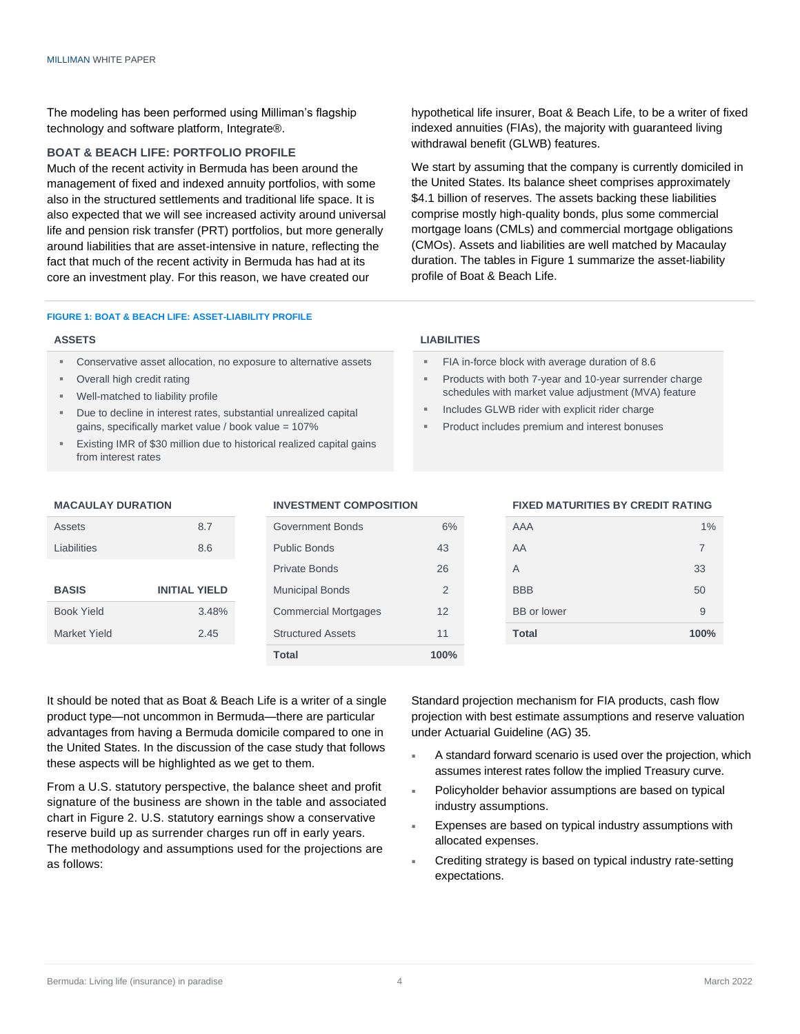The modeling has been performed using Milliman's flagship technology and software platform, Integrate®.

### BOAT & BEACH LIFE: PORTFOLIO PROFILE

Much of the recent activity in Bermuda has been around the management of fixed and indexed annuity portfolios, with some also in the structured settlements and traditional life space. It is also expected that we will see increased activity around universal life and pension risk transfer (PRT) portfolios, but more generally around liabilities that are asset-intensive in nature, reflecting the fact that much of the recent activity in Bermuda has had at its core an investment play. For this reason, we have created our hypothetical life insurer, Boat & Beach Life, to be a writer of fixed indexed annuities (FIAs), the majority with guaranteed living withdrawal benefit (GLWB) features.

We start by assuming that the company is currently domiciled in the United States. Its balance sheet comprises approximately $4.1 billion of reserves. The assets backing these liabilities comprise mostly high-quality bonds, plus some commercial mortgage loans (CMLs) and commercial mortgage obligations (CMOs). Assets and liabilities are well matched by Macaulay duration. The tables in Figure 1 summarize the asset-liability profile of Boat & Beach Life.

**FIGURE 1: BOAT & BEACH LIFE: ASSET-LIABILITY PROFILE**

**ASSETS**

- Conservative asset allocation, no exposure to alternative assets
- Overall high credit rating
- Well-matched to liability profile
- Due to decline in interest rates, substantial unrealized capital gains, specifically market value / book value = 107%
- Existing IMR of $30 million due to historical realized capital gains from interest rates

**LIABILITIES**

- FIA in-force block with average duration of 8.6
- Products with both 7-year and 10-year surrender charge schedules with market value adjustment (MVA) feature
- Includes GLWB rider with explicit rider charge
- Product includes premium and interest bonuses

| MACAULAY DURATION | |
|---|---|
| Assets | 8.7 |
| Liabilities | 8.6 |

| BASIS | INITIAL YIELD |
|---|---|
| Book Yield | 3.48% |
| Market Yield | 2.45 |

| INVESTMENT COMPOSITION | |
|---|---|
| Government Bonds | 6% |
| Public Bonds | 43 |
| Private Bonds | 26 |
| Municipal Bonds | 2 |
| Commercial Mortgages | 12 |
| Structured Assets | 11 |
| **Total** | **100%** |

| FIXED MATURITIES BY CREDIT RATING | |
|---|---|
| AAA | 1% |
| AA | 7 |
| A | 33 |
| BBB | 50 |
| BB or lower | 9 |
| **Total** | **100%** |

It should be noted that as Boat & Beach Life is a writer of a single product type—not uncommon in Bermuda—there are particular advantages from having a Bermuda domicile compared to one in the United States. In the discussion of the case study that follows these aspects will be highlighted as we get to them.

From a U.S. statutory perspective, the balance sheet and profit signature of the business are shown in the table and associated chart in Figure 2. U.S. statutory earnings show a conservative reserve build up as surrender charges run off in early years. The methodology and assumptions used for the projections are as follows:

Standard projection mechanism for FIA products, cash flow projection with best estimate assumptions and reserve valuation under Actuarial Guideline (AG) 35.

- A standard forward scenario is used over the projection, which assumes interest rates follow the implied Treasury curve.
- Policyholder behavior assumptions are based on typical industry assumptions.
- Expenses are based on typical industry assumptions with allocated expenses.
- Crediting strategy is based on typical industry rate-setting expectations.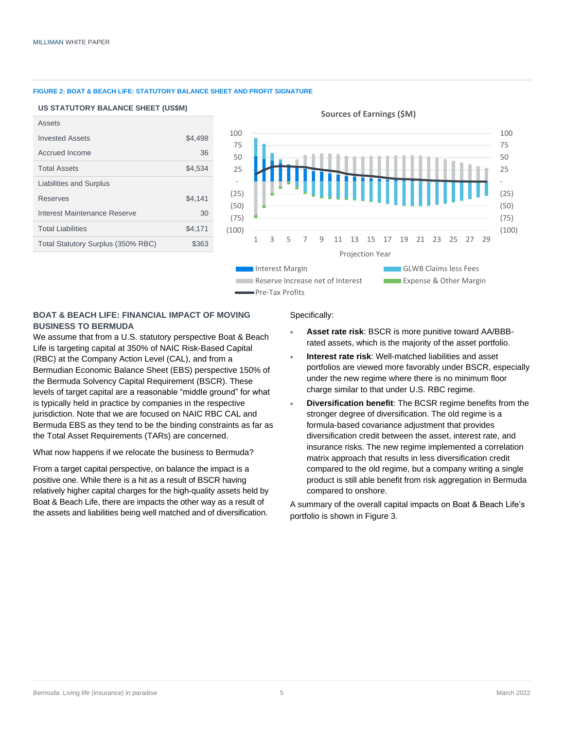**FIGURE 2: BOAT & BEACH LIFE: STATUTORY BALANCE SHEET AND PROFIT SIGNATURE**

**US STATUTORY BALANCE SHEET (US$M)**

| | |
|---|---|
| Assets | |
| Invested Assets | $4,498 |
| Accrued Income | 36 |
| Total Assets | $4,534 |
| Liabilities and Surplus | |
| Reserves | $4,141 |
| Interest Maintenance Reserve | 30 |
| Total Liabilities | $4,171 |
| Total Statutory Surplus (350% RBC) | $363 |

**Sources of Earnings ($M)**

Legend: Interest Margin; GLWB Claims less Fees; Reserve Increase net of Interest; Expense & Other Margin; Pre-Tax Profits

X-axis: Projection Year (1–29). Y-axis: (100) to 100.

## BOAT & BEACH LIFE: FINANCIAL IMPACT OF MOVING BUSINESS TO BERMUDA

We assume that from a U.S. statutory perspective Boat & Beach Life is targeting capital at 350% of NAIC Risk-Based Capital (RBC) at the Company Action Level (CAL), and from a Bermudian Economic Balance Sheet (EBS) perspective 150% of the Bermuda Solvency Capital Requirement (BSCR). These levels of target capital are a reasonable "middle ground" for what is typically held in practice by companies in the respective jurisdiction. Note that we are focused on NAIC RBC CAL and Bermuda EBS as they tend to be the binding constraints as far as the Total Asset Requirements (TARs) are concerned.

What now happens if we relocate the business to Bermuda?

From a target capital perspective, on balance the impact is a positive one. While there is a hit as a result of BSCR having relatively higher capital charges for the high-quality assets held by Boat & Beach Life, there are impacts the other way as a result of the assets and liabilities being well matched and of diversification.

Specifically:

- **Asset rate risk**: BSCR is more punitive toward AA/BBB-rated assets, which is the majority of the asset portfolio.
- **Interest rate risk**: Well-matched liabilities and asset portfolios are viewed more favorably under BSCR, especially under the new regime where there is no minimum floor charge similar to that under U.S. RBC regime.
- **Diversification benefit**: The BCSR regime benefits from the stronger degree of diversification. The old regime is a formula-based covariance adjustment that provides diversification credit between the asset, interest rate, and insurance risks. The new regime implemented a correlation matrix approach that results in less diversification credit compared to the old regime, but a company writing a single product is still able benefit from risk aggregation in Bermuda compared to onshore.

A summary of the overall capital impacts on Boat & Beach Life's portfolio is shown in Figure 3.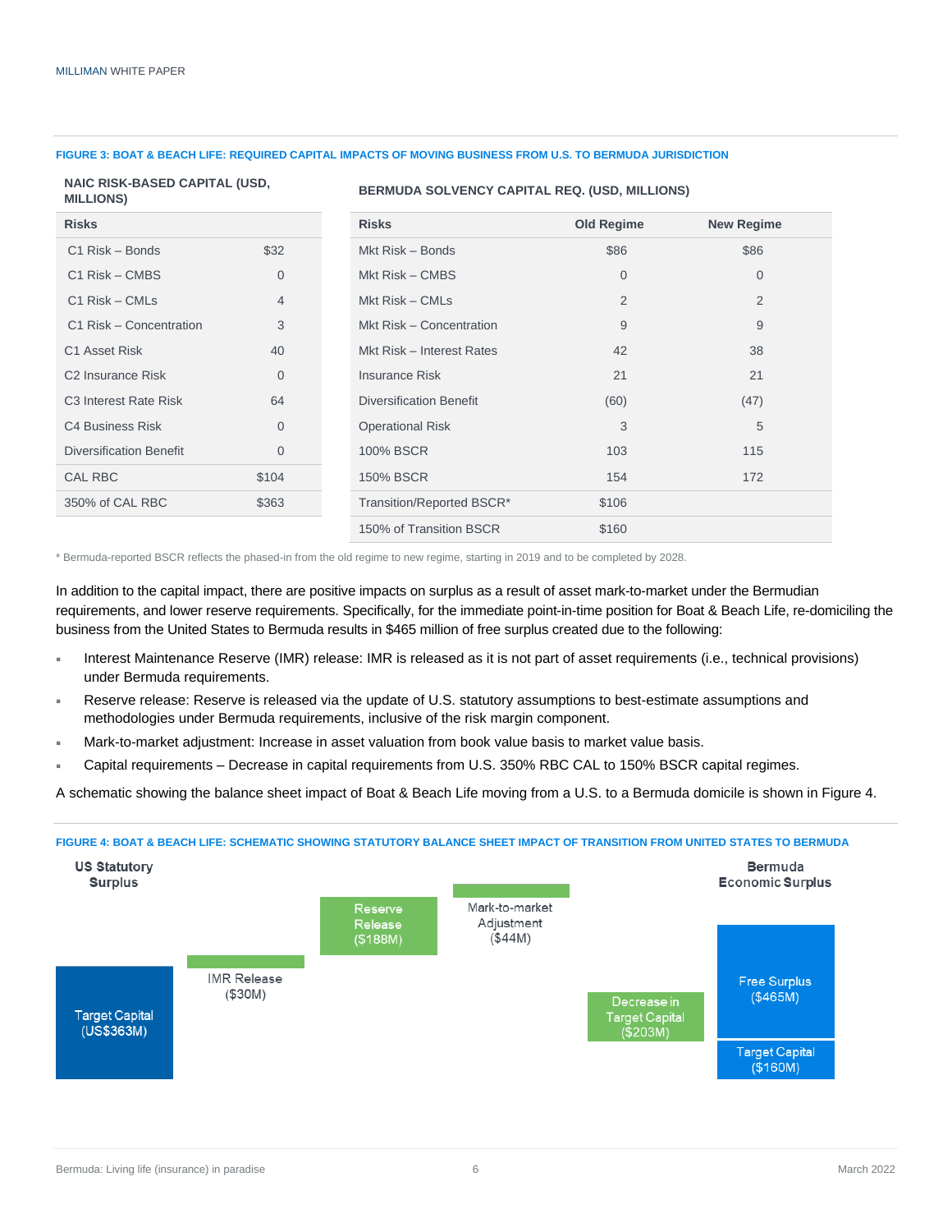**FIGURE 3: BOAT & BEACH LIFE: REQUIRED CAPITAL IMPACTS OF MOVING BUSINESS FROM U.S. TO BERMUDA JURISDICTION**

**NAIC RISK-BASED CAPITAL (USD, MILLIONS)**

| Risks | |
|---|---|
| C1 Risk – Bonds | $32 |
| C1 Risk – CMBS | 0 |
| C1 Risk – CMLs | 4 |
| C1 Risk – Concentration | 3 |
| C1 Asset Risk | 40 |
| C2 Insurance Risk | 0 |
| C3 Interest Rate Risk | 64 |
| C4 Business Risk | 0 |
| Diversification Benefit | 0 |
| CAL RBC | $104 |
| 350% of CAL RBC | $363 |

**BERMUDA SOLVENCY CAPITAL REQ. (USD, MILLIONS)**

| Risks | Old Regime | New Regime |
|---|---|---|
| Mkt Risk – Bonds | $86 | $86 |
| Mkt Risk – CMBS | 0 | 0 |
| Mkt Risk – CMLs | 2 | 2 |
| Mkt Risk – Concentration | 9 | 9 |
| Mkt Risk – Interest Rates | 42 | 38 |
| Insurance Risk | 21 | 21 |
| Diversification Benefit | (60) | (47) |
| Operational Risk | 3 | 5 |
| 100% BSCR | 103 | 115 |
| 150% BSCR | 154 | 172 |
| Transition/Reported BSCR* | $106 | |
| 150% of Transition BSCR | $160 | |

\* Bermuda-reported BSCR reflects the phased-in from the old regime to new regime, starting in 2019 and to be completed by 2028.

In addition to the capital impact, there are positive impacts on surplus as a result of asset mark-to-market under the Bermudian requirements, and lower reserve requirements. Specifically, for the immediate point-in-time position for Boat & Beach Life, re-domiciling the business from the United States to Bermuda results in $465 million of free surplus created due to the following:

- Interest Maintenance Reserve (IMR) release: IMR is released as it is not part of asset requirements (i.e., technical provisions) under Bermuda requirements.
- Reserve release: Reserve is released via the update of U.S. statutory assumptions to best-estimate assumptions and methodologies under Bermuda requirements, inclusive of the risk margin component.
- Mark-to-market adjustment: Increase in asset valuation from book value basis to market value basis.
- Capital requirements – Decrease in capital requirements from U.S. 350% RBC CAL to 150% BSCR capital regimes.

A schematic showing the balance sheet impact of Boat & Beach Life moving from a U.S. to a Bermuda domicile is shown in Figure 4.

**FIGURE 4: BOAT & BEACH LIFE: SCHEMATIC SHOWING STATUTORY BALANCE SHEET IMPACT OF TRANSITION FROM UNITED STATES TO BERMUDA**

US Statutory Surplus: Target Capital (US$363M)

IMR Release ($30M)

Reserve Release ($188M)

Mark-to-market Adjustment ($44M)

Decrease in Target Capital ($203M)

Bermuda Economic Surplus: Free Surplus ($465M); Target Capital ($160M)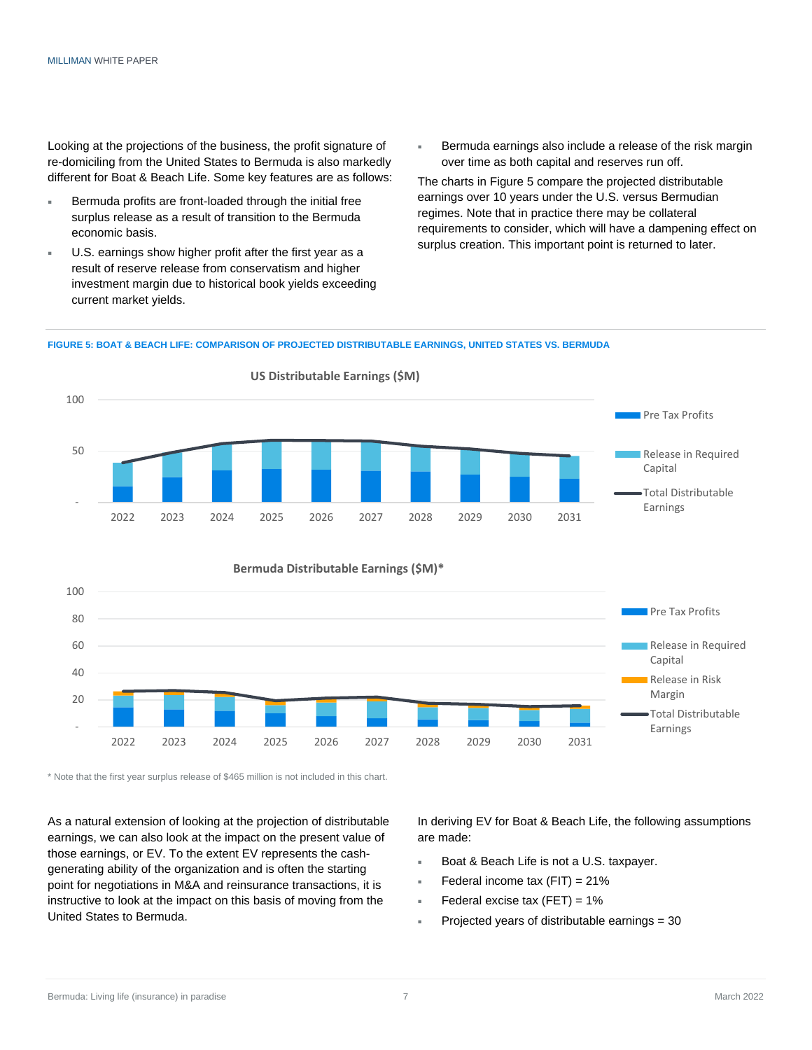Looking at the projections of the business, the profit signature of re-domiciling from the United States to Bermuda is also markedly different for Boat & Beach Life. Some key features are as follows:

- Bermuda profits are front-loaded through the initial free surplus release as a result of transition to the Bermuda economic basis.
- U.S. earnings show higher profit after the first year as a result of reserve release from conservatism and higher investment margin due to historical book yields exceeding current market yields.
- Bermuda earnings also include a release of the risk margin over time as both capital and reserves run off.

The charts in Figure 5 compare the projected distributable earnings over 10 years under the U.S. versus Bermudian regimes. Note that in practice there may be collateral requirements to consider, which will have a dampening effect on surplus creation. This important point is returned to later.

**FIGURE 5: BOAT & BEACH LIFE: COMPARISON OF PROJECTED DISTRIBUTABLE EARNINGS, UNITED STATES VS. BERMUDA**

**US Distributable Earnings ($M)**

Legend: Pre Tax Profits; Release in Required Capital; Total Distributable Earnings

Years: 2022, 2023, 2024, 2025, 2026, 2027, 2028, 2029, 2030, 2031

**Bermuda Distributable Earnings ($M)***

Legend: Pre Tax Profits; Release in Required Capital; Release in Risk Margin; Total Distributable Earnings

Years: 2022, 2023, 2024, 2025, 2026, 2027, 2028, 2029, 2030, 2031

\* Note that the first year surplus release of $465 million is not included in this chart.

As a natural extension of looking at the projection of distributable earnings, we can also look at the impact on the present value of those earnings, or EV. To the extent EV represents the cash-generating ability of the organization and is often the starting point for negotiations in M&A and reinsurance transactions, it is instructive to look at the impact on this basis of moving from the United States to Bermuda.

In deriving EV for Boat & Beach Life, the following assumptions are made:

- Boat & Beach Life is not a U.S. taxpayer.
- Federal income tax (FIT) = 21%
- Federal excise tax (FET) = 1%
- Projected years of distributable earnings = 30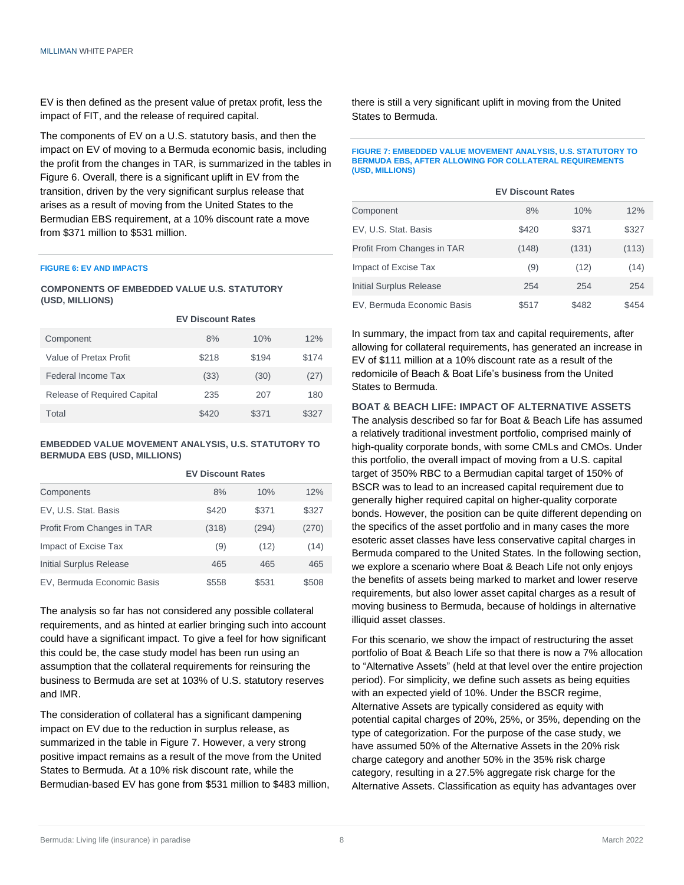EV is then defined as the present value of pretax profit, less the impact of FIT, and the release of required capital.

The components of EV on a U.S. statutory basis, and then the impact on EV of moving to a Bermuda economic basis, including the profit from the changes in TAR, is summarized in the tables in Figure 6. Overall, there is a significant uplift in EV from the transition, driven by the very significant surplus release that arises as a result of moving from the United States to the Bermudian EBS requirement, at a 10% discount rate a move from $371 million to $531 million.

**FIGURE 6: EV AND IMPACTS**

**COMPONENTS OF EMBEDDED VALUE U.S. STATUTORY (USD, MILLIONS)**

| | EV Discount Rates | | |
|---|---|---|---|
| Component | 8% | 10% | 12% |
| Value of Pretax Profit | $218 | $194 | $174 |
| Federal Income Tax | (33) | (30) | (27) |
| Release of Required Capital | 235 | 207 | 180 |
| Total | $420 | $371 | $327 |

**EMBEDDED VALUE MOVEMENT ANALYSIS, U.S. STATUTORY TO BERMUDA EBS (USD, MILLIONS)**

| | EV Discount Rates | | |
|---|---|---|---|
| Components | 8% | 10% | 12% |
| EV, U.S. Stat. Basis | $420 | $371 | $327 |
| Profit From Changes in TAR | (318) | (294) | (270) |
| Impact of Excise Tax | (9) | (12) | (14) |
| Initial Surplus Release | 465 | 465 | 465 |
| EV, Bermuda Economic Basis | $558 | $531 | $508 |

The analysis so far has not considered any possible collateral requirements, and as hinted at earlier bringing such into account could have a significant impact. To give a feel for how significant this could be, the case study model has been run using an assumption that the collateral requirements for reinsuring the business to Bermuda are set at 103% of U.S. statutory reserves and IMR.

The consideration of collateral has a significant dampening impact on EV due to the reduction in surplus release, as summarized in the table in Figure 7. However, a very strong positive impact remains as a result of the move from the United States to Bermuda. At a 10% risk discount rate, while the Bermudian-based EV has gone from $531 million to $483 million, there is still a very significant uplift in moving from the United States to Bermuda.

**FIGURE 7: EMBEDDED VALUE MOVEMENT ANALYSIS, U.S. STATUTORY TO BERMUDA EBS, AFTER ALLOWING FOR COLLATERAL REQUIREMENTS (USD, MILLIONS)**

| | EV Discount Rates | | |
|---|---|---|---|
| Component | 8% | 10% | 12% |
| EV, U.S. Stat. Basis | $420 | $371 | $327 |
| Profit From Changes in TAR | (148) | (131) | (113) |
| Impact of Excise Tax | (9) | (12) | (14) |
| Initial Surplus Release | 254 | 254 | 254 |
| EV, Bermuda Economic Basis | $517 | $482 | $454 |

In summary, the impact from tax and capital requirements, after allowing for collateral requirements, has generated an increase in EV of $111 million at a 10% discount rate as a result of the redomicile of Beach & Boat Life's business from the United States to Bermuda.

## BOAT & BEACH LIFE: IMPACT OF ALTERNATIVE ASSETS

The analysis described so far for Boat & Beach Life has assumed a relatively traditional investment portfolio, comprised mainly of high-quality corporate bonds, with some CMLs and CMOs. Under this portfolio, the overall impact of moving from a U.S. capital target of 350% RBC to a Bermudian capital target of 150% of BSCR was to lead to an increased capital requirement due to generally higher required capital on higher-quality corporate bonds. However, the position can be quite different depending on the specifics of the asset portfolio and in many cases the more esoteric asset classes have less conservative capital charges in Bermuda compared to the United States. In the following section, we explore a scenario where Boat & Beach Life not only enjoys the benefits of assets being marked to market and lower reserve requirements, but also lower asset capital charges as a result of moving business to Bermuda, because of holdings in alternative illiquid asset classes.

For this scenario, we show the impact of restructuring the asset portfolio of Boat & Beach Life so that there is now a 7% allocation to "Alternative Assets" (held at that level over the entire projection period). For simplicity, we define such assets as being equities with an expected yield of 10%. Under the BSCR regime, Alternative Assets are typically considered as equity with potential capital charges of 20%, 25%, or 35%, depending on the type of categorization. For the purpose of the case study, we have assumed 50% of the Alternative Assets in the 20% risk charge category and another 50% in the 35% risk charge category, resulting in a 27.5% aggregate risk charge for the Alternative Assets. Classification as equity has advantages over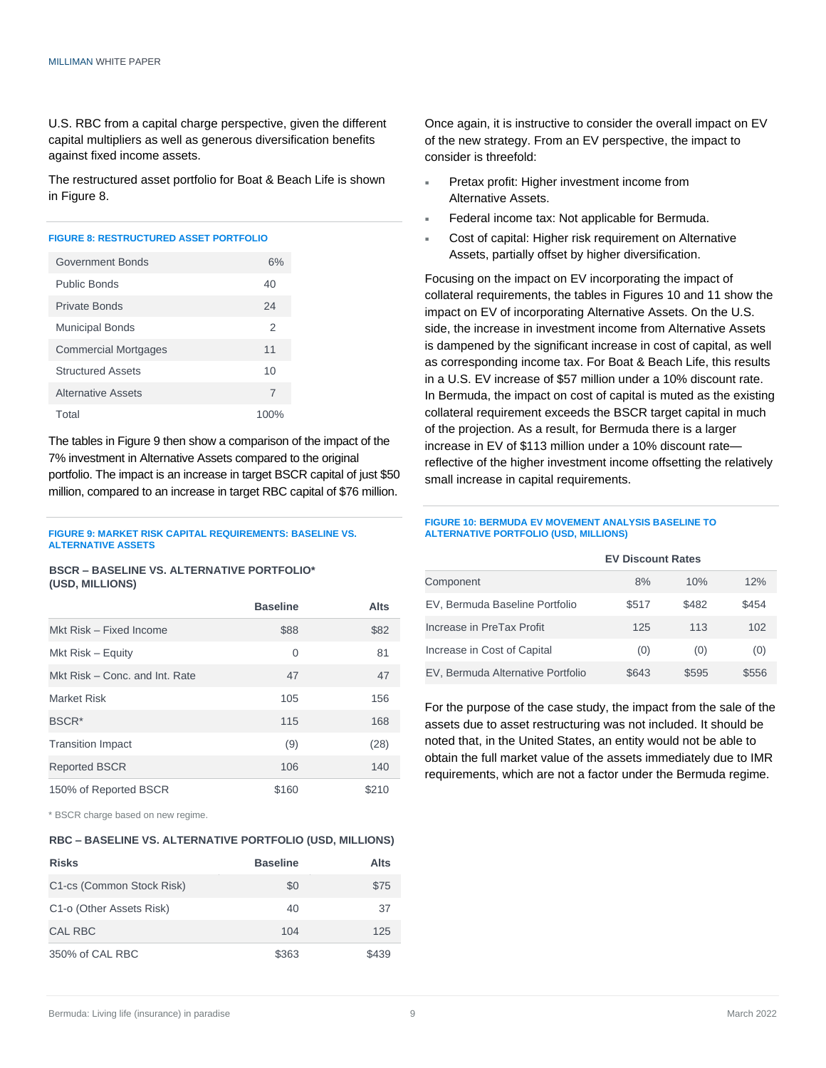U.S. RBC from a capital charge perspective, given the different capital multipliers as well as generous diversification benefits against fixed income assets.

The restructured asset portfolio for Boat & Beach Life is shown in Figure 8.

**FIGURE 8: RESTRUCTURED ASSET PORTFOLIO**

| | |
|---|---|
| Government Bonds | 6% |
| Public Bonds | 40 |
| Private Bonds | 24 |
| Municipal Bonds | 2 |
| Commercial Mortgages | 11 |
| Structured Assets | 10 |
| Alternative Assets | 7 |
| Total | 100% |

The tables in Figure 9 then show a comparison of the impact of the 7% investment in Alternative Assets compared to the original portfolio. The impact is an increase in target BSCR capital of just $50 million, compared to an increase in target RBC capital of $76 million.

**FIGURE 9: MARKET RISK CAPITAL REQUIREMENTS: BASELINE VS. ALTERNATIVE ASSETS**

**BSCR – BASELINE VS. ALTERNATIVE PORTFOLIO* (USD, MILLIONS)**

| | Baseline | Alts |
|---|---|---|
| Mkt Risk – Fixed Income | $88 | $82 |
| Mkt Risk – Equity | 0 | 81 |
| Mkt Risk – Conc. and Int. Rate | 47 | 47 |
| Market Risk | 105 | 156 |
| BSCR* | 115 | 168 |
| Transition Impact | (9) | (28) |
| Reported BSCR | 106 | 140 |
| 150% of Reported BSCR | $160 | $210 |

* BSCR charge based on new regime.

**RBC – BASELINE VS. ALTERNATIVE PORTFOLIO (USD, MILLIONS)**

| Risks | Baseline | Alts |
|---|---|---|
| C1-cs (Common Stock Risk) | $0 | $75 |
| C1-o (Other Assets Risk) | 40 | 37 |
| CAL RBC | 104 | 125 |
| 350% of CAL RBC | $363 | $439 |

Once again, it is instructive to consider the overall impact on EV of the new strategy. From an EV perspective, the impact to consider is threefold:

- Pretax profit: Higher investment income from Alternative Assets.
- Federal income tax: Not applicable for Bermuda.
- Cost of capital: Higher risk requirement on Alternative Assets, partially offset by higher diversification.

Focusing on the impact on EV incorporating the impact of collateral requirements, the tables in Figures 10 and 11 show the impact on EV of incorporating Alternative Assets. On the U.S. side, the increase in investment income from Alternative Assets is dampened by the significant increase in cost of capital, as well as corresponding income tax. For Boat & Beach Life, this results in a U.S. EV increase of $57 million under a 10% discount rate. In Bermuda, the impact on cost of capital is muted as the existing collateral requirement exceeds the BSCR target capital in much of the projection. As a result, for Bermuda there is a larger increase in EV of $113 million under a 10% discount rate—reflective of the higher investment income offsetting the relatively small increase in capital requirements.

**FIGURE 10: BERMUDA EV MOVEMENT ANALYSIS BASELINE TO ALTERNATIVE PORTFOLIO (USD, MILLIONS)**

| | EV Discount Rates | | |
|---|---|---|---|
| Component | 8% | 10% | 12% |
| EV, Bermuda Baseline Portfolio | $517 | $482 | $454 |
| Increase in PreTax Profit | 125 | 113 | 102 |
| Increase in Cost of Capital | (0) | (0) | (0) |
| EV, Bermuda Alternative Portfolio | $643 | $595 | $556 |

For the purpose of the case study, the impact from the sale of the assets due to asset restructuring was not included. It should be noted that, in the United States, an entity would not be able to obtain the full market value of the assets immediately due to IMR requirements, which are not a factor under the Bermuda regime.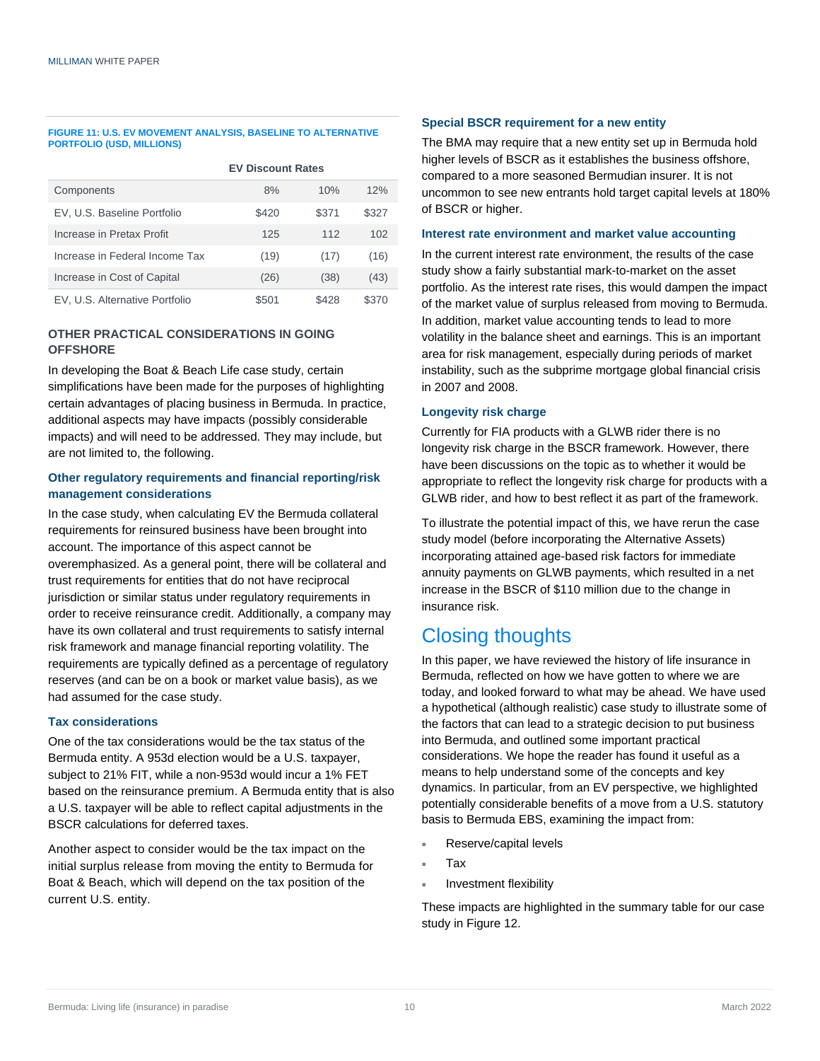**FIGURE 11: U.S. EV MOVEMENT ANALYSIS, BASELINE TO ALTERNATIVE PORTFOLIO (USD, MILLIONS)**

| | EV Discount Rates | | |
|---|---|---|---|
| Components | 8% | 10% | 12% |
| EV, U.S. Baseline Portfolio | $420 | $371 | $327 |
| Increase in Pretax Profit | 125 | 112 | 102 |
| Increase in Federal Income Tax | (19) | (17) | (16) |
| Increase in Cost of Capital | (26) | (38) | (43) |
| EV, U.S. Alternative Portfolio | $501 | $428 | $370 |

## OTHER PRACTICAL CONSIDERATIONS IN GOING OFFSHORE

In developing the Boat & Beach Life case study, certain simplifications have been made for the purposes of highlighting certain advantages of placing business in Bermuda. In practice, additional aspects may have impacts (possibly considerable impacts) and will need to be addressed. They may include, but are not limited to, the following.

### Other regulatory requirements and financial reporting/risk management considerations

In the case study, when calculating EV the Bermuda collateral requirements for reinsured business have been brought into account. The importance of this aspect cannot be overemphasized. As a general point, there will be collateral and trust requirements for entities that do not have reciprocal jurisdiction or similar status under regulatory requirements in order to receive reinsurance credit. Additionally, a company may have its own collateral and trust requirements to satisfy internal risk framework and manage financial reporting volatility. The requirements are typically defined as a percentage of regulatory reserves (and can be on a book or market value basis), as we had assumed for the case study.

### Tax considerations

One of the tax considerations would be the tax status of the Bermuda entity. A 953d election would be a U.S. taxpayer, subject to 21% FIT, while a non-953d would incur a 1% FET based on the reinsurance premium. A Bermuda entity that is also a U.S. taxpayer will be able to reflect capital adjustments in the BSCR calculations for deferred taxes.

Another aspect to consider would be the tax impact on the initial surplus release from moving the entity to Bermuda for Boat & Beach, which will depend on the tax position of the current U.S. entity.

### Special BSCR requirement for a new entity

The BMA may require that a new entity set up in Bermuda hold higher levels of BSCR as it establishes the business offshore, compared to a more seasoned Bermudian insurer. It is not uncommon to see new entrants hold target capital levels at 180% of BSCR or higher.

### Interest rate environment and market value accounting

In the current interest rate environment, the results of the case study show a fairly substantial mark-to-market on the asset portfolio. As the interest rate rises, this would dampen the impact of the market value of surplus released from moving to Bermuda. In addition, market value accounting tends to lead to more volatility in the balance sheet and earnings. This is an important area for risk management, especially during periods of market instability, such as the subprime mortgage global financial crisis in 2007 and 2008.

### Longevity risk charge

Currently for FIA products with a GLWB rider there is no longevity risk charge in the BSCR framework. However, there have been discussions on the topic as to whether it would be appropriate to reflect the longevity risk charge for products with a GLWB rider, and how to best reflect it as part of the framework.

To illustrate the potential impact of this, we have rerun the case study model (before incorporating the Alternative Assets) incorporating attained age-based risk factors for immediate annuity payments on GLWB payments, which resulted in a net increase in the BSCR of $110 million due to the change in insurance risk.

# Closing thoughts

In this paper, we have reviewed the history of life insurance in Bermuda, reflected on how we have gotten to where we are today, and looked forward to what may be ahead. We have used a hypothetical (although realistic) case study to illustrate some of the factors that can lead to a strategic decision to put business into Bermuda, and outlined some important practical considerations. We hope the reader has found it useful as a means to help understand some of the concepts and key dynamics. In particular, from an EV perspective, we highlighted potentially considerable benefits of a move from a U.S. statutory basis to Bermuda EBS, examining the impact from:

- Reserve/capital levels
- Tax
- Investment flexibility

These impacts are highlighted in the summary table for our case study in Figure 12.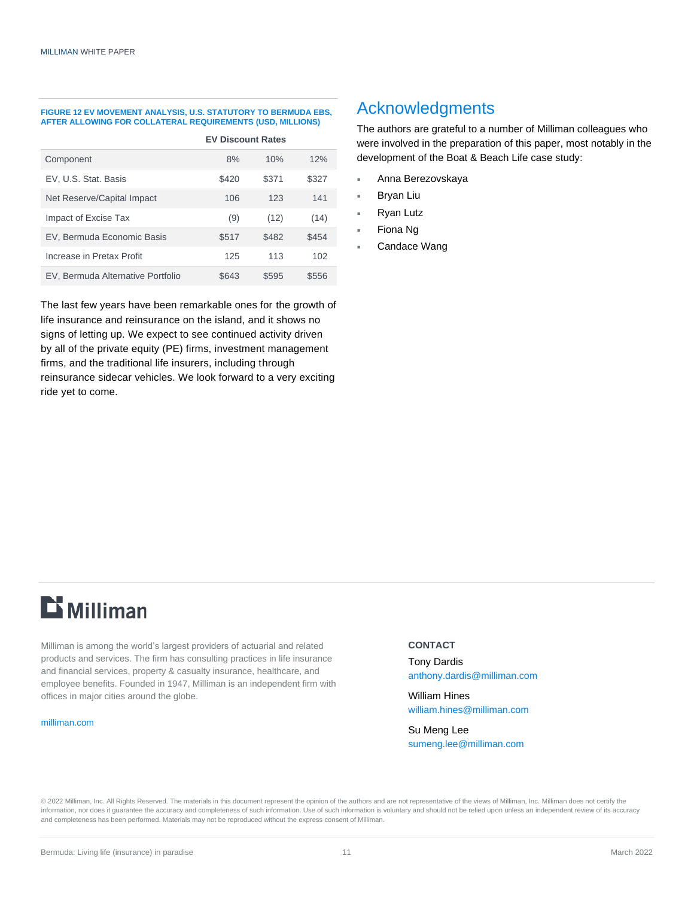**FIGURE 12 EV MOVEMENT ANALYSIS, U.S. STATUTORY TO BERMUDA EBS, AFTER ALLOWING FOR COLLATERAL REQUIREMENTS (USD, MILLIONS)**

| | EV Discount Rates | | |
|---|---|---|---|
| Component | 8% | 10% | 12% |
| EV, U.S. Stat. Basis | $420 | $371 | $327 |
| Net Reserve/Capital Impact | 106 | 123 | 141 |
| Impact of Excise Tax | (9) | (12) | (14) |
| EV, Bermuda Economic Basis | $517 | $482 | $454 |
| Increase in Pretax Profit | 125 | 113 | 102 |
| EV, Bermuda Alternative Portfolio | $643 | $595 | $556 |

The last few years have been remarkable ones for the growth of life insurance and reinsurance on the island, and it shows no signs of letting up. We expect to see continued activity driven by all of the private equity (PE) firms, investment management firms, and the traditional life insurers, including through reinsurance sidecar vehicles. We look forward to a very exciting ride yet to come.

## Acknowledgments

The authors are grateful to a number of Milliman colleagues who were involved in the preparation of this paper, most notably in the development of the Boat & Beach Life case study:

- Anna Berezovskaya
- Bryan Liu
- Ryan Lutz
- Fiona Ng
- Candace Wang

Milliman

Milliman is among the world's largest providers of actuarial and related products and services. The firm has consulting practices in life insurance and financial services, property & casualty insurance, healthcare, and employee benefits. Founded in 1947, Milliman is an independent firm with offices in major cities around the globe.

milliman.com

**CONTACT**

Tony Dardis
anthony.dardis@milliman.com

William Hines
william.hines@milliman.com

Su Meng Lee
sumeng.lee@milliman.com

© 2022 Milliman, Inc. All Rights Reserved. The materials in this document represent the opinion of the authors and are not representative of the views of Milliman, Inc. Milliman does not certify the information, nor does it guarantee the accuracy and completeness of such information. Use of such information is voluntary and should not be relied upon unless an independent review of its accuracy and completeness has been performed. Materials may not be reproduced without the express consent of Milliman.